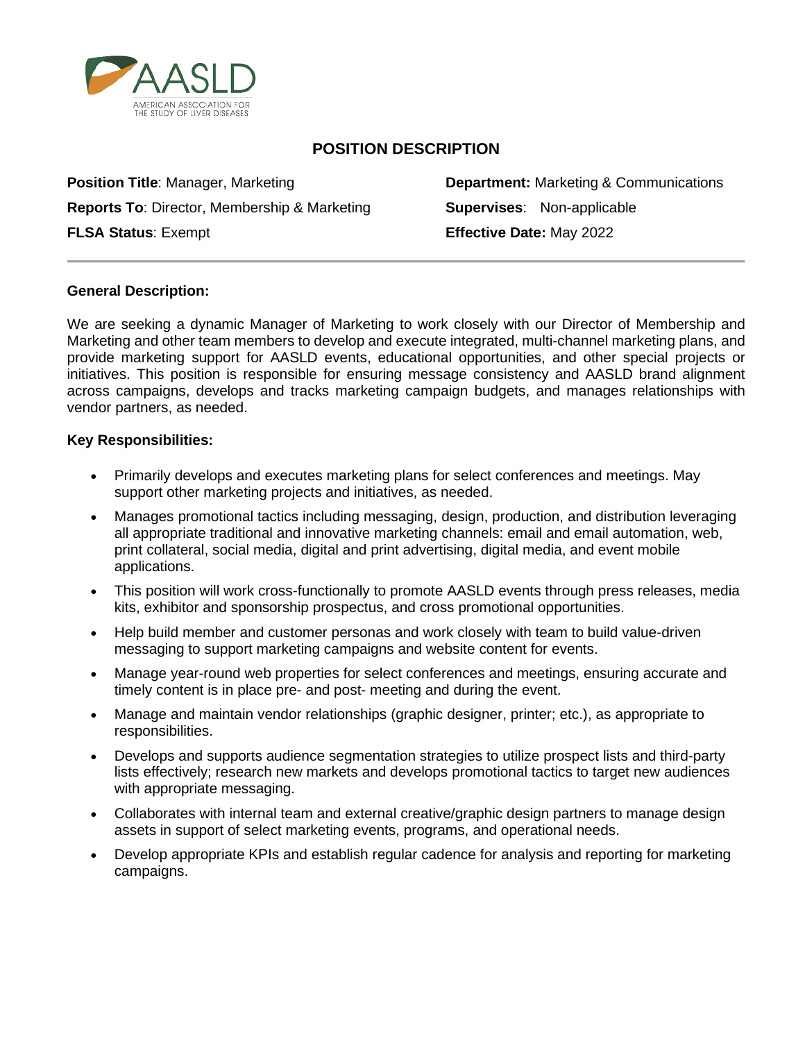AASLD

AMERICAN ASSOCIATION FOR THE STUDY OF LIVER DISEASES

# POSITION DESCRIPTION

**Position Title**: Manager, Marketing

**Department:** Marketing & Communications

**Reports To**: Director, Membership & Marketing

**Supervises**: Non-applicable

**FLSA Status**: Exempt

**Effective Date:** May 2022

---

**General Description:**

We are seeking a dynamic Manager of Marketing to work closely with our Director of Membership and Marketing and other team members to develop and execute integrated, multi-channel marketing plans, and provide marketing support for AASLD events, educational opportunities, and other special projects or initiatives. This position is responsible for ensuring message consistency and AASLD brand alignment across campaigns, develops and tracks marketing campaign budgets, and manages relationships with vendor partners, as needed.

**Key Responsibilities:**

- Primarily develops and executes marketing plans for select conferences and meetings. May support other marketing projects and initiatives, as needed.
- Manages promotional tactics including messaging, design, production, and distribution leveraging all appropriate traditional and innovative marketing channels: email and email automation, web, print collateral, social media, digital and print advertising, digital media, and event mobile applications.
- This position will work cross-functionally to promote AASLD events through press releases, media kits, exhibitor and sponsorship prospectus, and cross promotional opportunities.
- Help build member and customer personas and work closely with team to build value-driven messaging to support marketing campaigns and website content for events.
- Manage year-round web properties for select conferences and meetings, ensuring accurate and timely content is in place pre- and post- meeting and during the event.
- Manage and maintain vendor relationships (graphic designer, printer; etc.), as appropriate to responsibilities.
- Develops and supports audience segmentation strategies to utilize prospect lists and third-party lists effectively; research new markets and develops promotional tactics to target new audiences with appropriate messaging.
- Collaborates with internal team and external creative/graphic design partners to manage design assets in support of select marketing events, programs, and operational needs.
- Develop appropriate KPIs and establish regular cadence for analysis and reporting for marketing campaigns.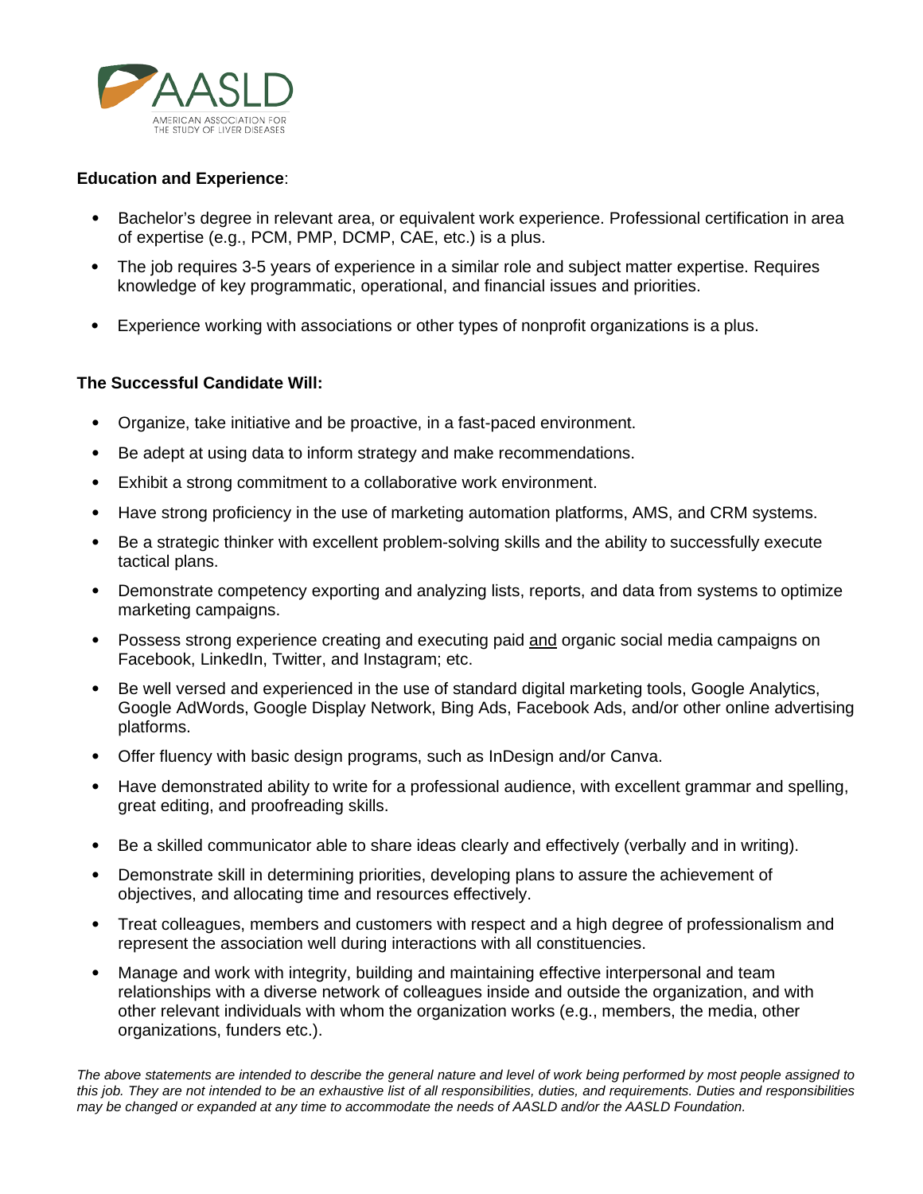**Education and Experience**:

- Bachelor's degree in relevant area, or equivalent work experience. Professional certification in area of expertise (e.g., PCM, PMP, DCMP, CAE, etc.) is a plus.
- The job requires 3-5 years of experience in a similar role and subject matter expertise. Requires knowledge of key programmatic, operational, and financial issues and priorities.
- Experience working with associations or other types of nonprofit organizations is a plus.

**The Successful Candidate Will:**

- Organize, take initiative and be proactive, in a fast-paced environment.
- Be adept at using data to inform strategy and make recommendations.
- Exhibit a strong commitment to a collaborative work environment.
- Have strong proficiency in the use of marketing automation platforms, AMS, and CRM systems.
- Be a strategic thinker with excellent problem-solving skills and the ability to successfully execute tactical plans.
- Demonstrate competency exporting and analyzing lists, reports, and data from systems to optimize marketing campaigns.
- Possess strong experience creating and executing paid and organic social media campaigns on Facebook, LinkedIn, Twitter, and Instagram; etc.
- Be well versed and experienced in the use of standard digital marketing tools, Google Analytics, Google AdWords, Google Display Network, Bing Ads, Facebook Ads, and/or other online advertising platforms.
- Offer fluency with basic design programs, such as InDesign and/or Canva.
- Have demonstrated ability to write for a professional audience, with excellent grammar and spelling, great editing, and proofreading skills.
- Be a skilled communicator able to share ideas clearly and effectively (verbally and in writing).
- Demonstrate skill in determining priorities, developing plans to assure the achievement of objectives, and allocating time and resources effectively.
- Treat colleagues, members and customers with respect and a high degree of professionalism and represent the association well during interactions with all constituencies.
- Manage and work with integrity, building and maintaining effective interpersonal and team relationships with a diverse network of colleagues inside and outside the organization, and with other relevant individuals with whom the organization works (e.g., members, the media, other organizations, funders etc.).

*The above statements are intended to describe the general nature and level of work being performed by most people assigned to this job. They are not intended to be an exhaustive list of all responsibilities, duties, and requirements. Duties and responsibilities may be changed or expanded at any time to accommodate the needs of AASLD and/or the AASLD Foundation.*